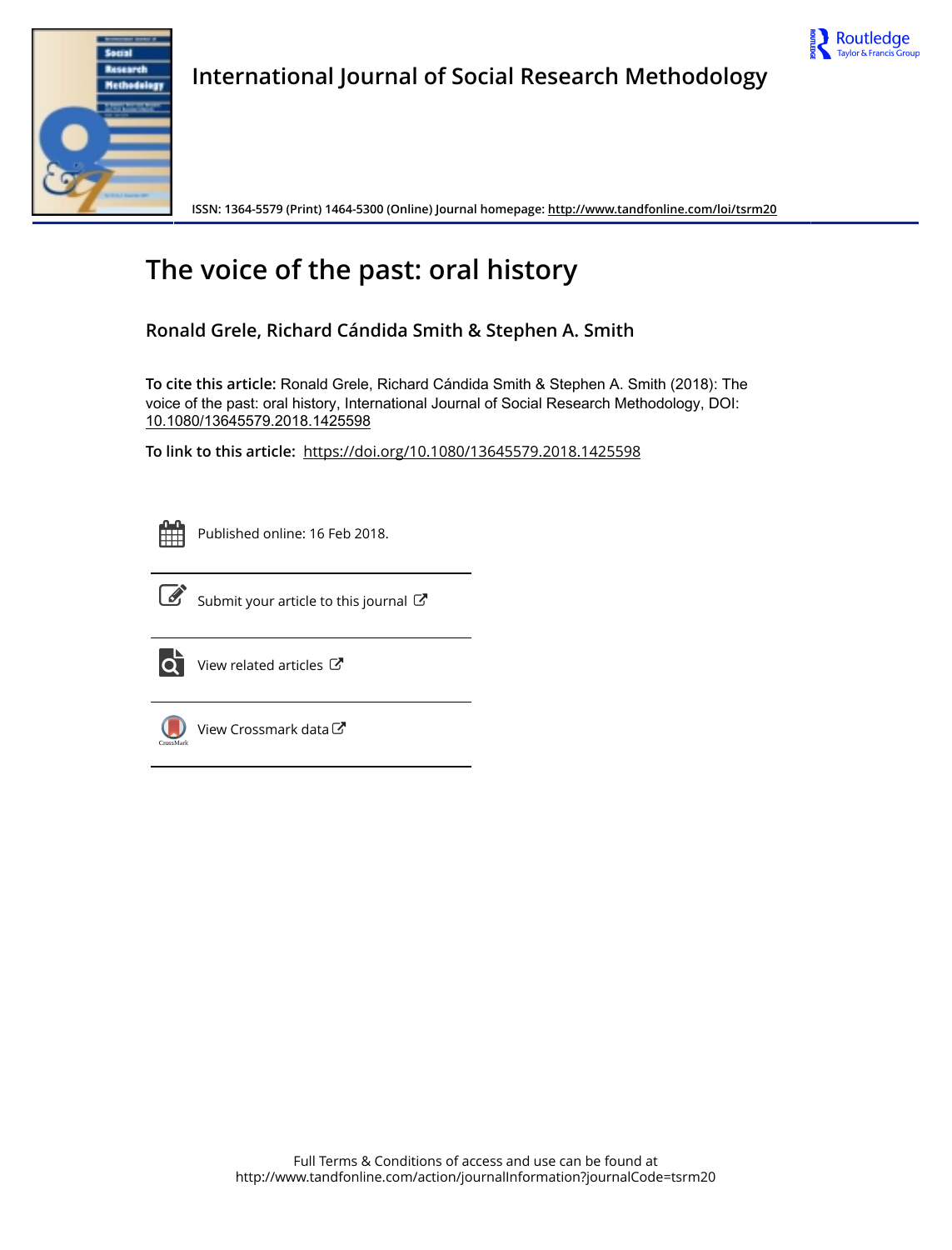International Journal of Social Research Methodology

ISSN: 1364-5579 (Print) 1464-5300 (Online) Journal homepage: http://www.tandfonline.com/loi/tsrm20

# The voice of the past: oral history

**Ronald Grele, Richard Cándida Smith & Stephen A. Smith**

**To cite this article:** Ronald Grele, Richard Cándida Smith & Stephen A. Smith (2018): The voice of the past: oral history, International Journal of Social Research Methodology, DOI: 10.1080/13645579.2018.1425598

**To link to this article:** https://doi.org/10.1080/13645579.2018.1425598

Published online: 16 Feb 2018.

Submit your article to this journal

View related articles

View Crossmark data

Full Terms & Conditions of access and use can be found at
http://www.tandfonline.com/action/journalInformation?journalCode=tsrm20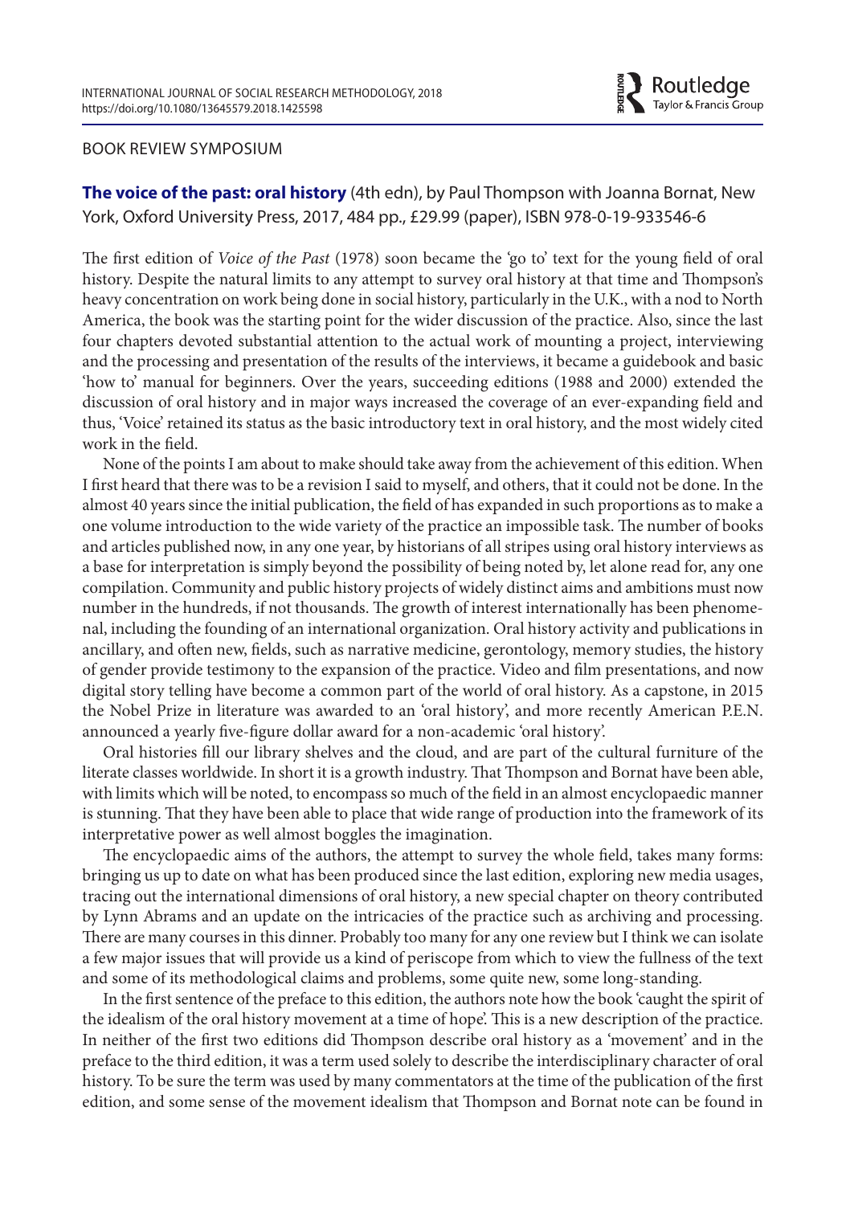BOOK REVIEW SYMPOSIUM

**The voice of the past: oral history** (4th edn), by Paul Thompson with Joanna Bornat, New York, Oxford University Press, 2017, 484 pp., £29.99 (paper), ISBN 978-0-19-933546-6

The first edition of *Voice of the Past* (1978) soon became the 'go to' text for the young field of oral history. Despite the natural limits to any attempt to survey oral history at that time and Thompson's heavy concentration on work being done in social history, particularly in the U.K., with a nod to North America, the book was the starting point for the wider discussion of the practice. Also, since the last four chapters devoted substantial attention to the actual work of mounting a project, interviewing and the processing and presentation of the results of the interviews, it became a guidebook and basic 'how to' manual for beginners. Over the years, succeeding editions (1988 and 2000) extended the discussion of oral history and in major ways increased the coverage of an ever-expanding field and thus, 'Voice' retained its status as the basic introductory text in oral history, and the most widely cited work in the field.

None of the points I am about to make should take away from the achievement of this edition. When I first heard that there was to be a revision I said to myself, and others, that it could not be done. In the almost 40 years since the initial publication, the field of has expanded in such proportions as to make a one volume introduction to the wide variety of the practice an impossible task. The number of books and articles published now, in any one year, by historians of all stripes using oral history interviews as a base for interpretation is simply beyond the possibility of being noted by, let alone read for, any one compilation. Community and public history projects of widely distinct aims and ambitions must now number in the hundreds, if not thousands. The growth of interest internationally has been phenomenal, including the founding of an international organization. Oral history activity and publications in ancillary, and often new, fields, such as narrative medicine, gerontology, memory studies, the history of gender provide testimony to the expansion of the practice. Video and film presentations, and now digital story telling have become a common part of the world of oral history. As a capstone, in 2015 the Nobel Prize in literature was awarded to an 'oral history', and more recently American P.E.N. announced a yearly five-figure dollar award for a non-academic 'oral history'.

Oral histories fill our library shelves and the cloud, and are part of the cultural furniture of the literate classes worldwide. In short it is a growth industry. That Thompson and Bornat have been able, with limits which will be noted, to encompass so much of the field in an almost encyclopaedic manner is stunning. That they have been able to place that wide range of production into the framework of its interpretative power as well almost boggles the imagination.

The encyclopaedic aims of the authors, the attempt to survey the whole field, takes many forms: bringing us up to date on what has been produced since the last edition, exploring new media usages, tracing out the international dimensions of oral history, a new special chapter on theory contributed by Lynn Abrams and an update on the intricacies of the practice such as archiving and processing. There are many courses in this dinner. Probably too many for any one review but I think we can isolate a few major issues that will provide us a kind of periscope from which to view the fullness of the text and some of its methodological claims and problems, some quite new, some long-standing.

In the first sentence of the preface to this edition, the authors note how the book 'caught the spirit of the idealism of the oral history movement at a time of hope'. This is a new description of the practice. In neither of the first two editions did Thompson describe oral history as a 'movement' and in the preface to the third edition, it was a term used solely to describe the interdisciplinary character of oral history. To be sure the term was used by many commentators at the time of the publication of the first edition, and some sense of the movement idealism that Thompson and Bornat note can be found in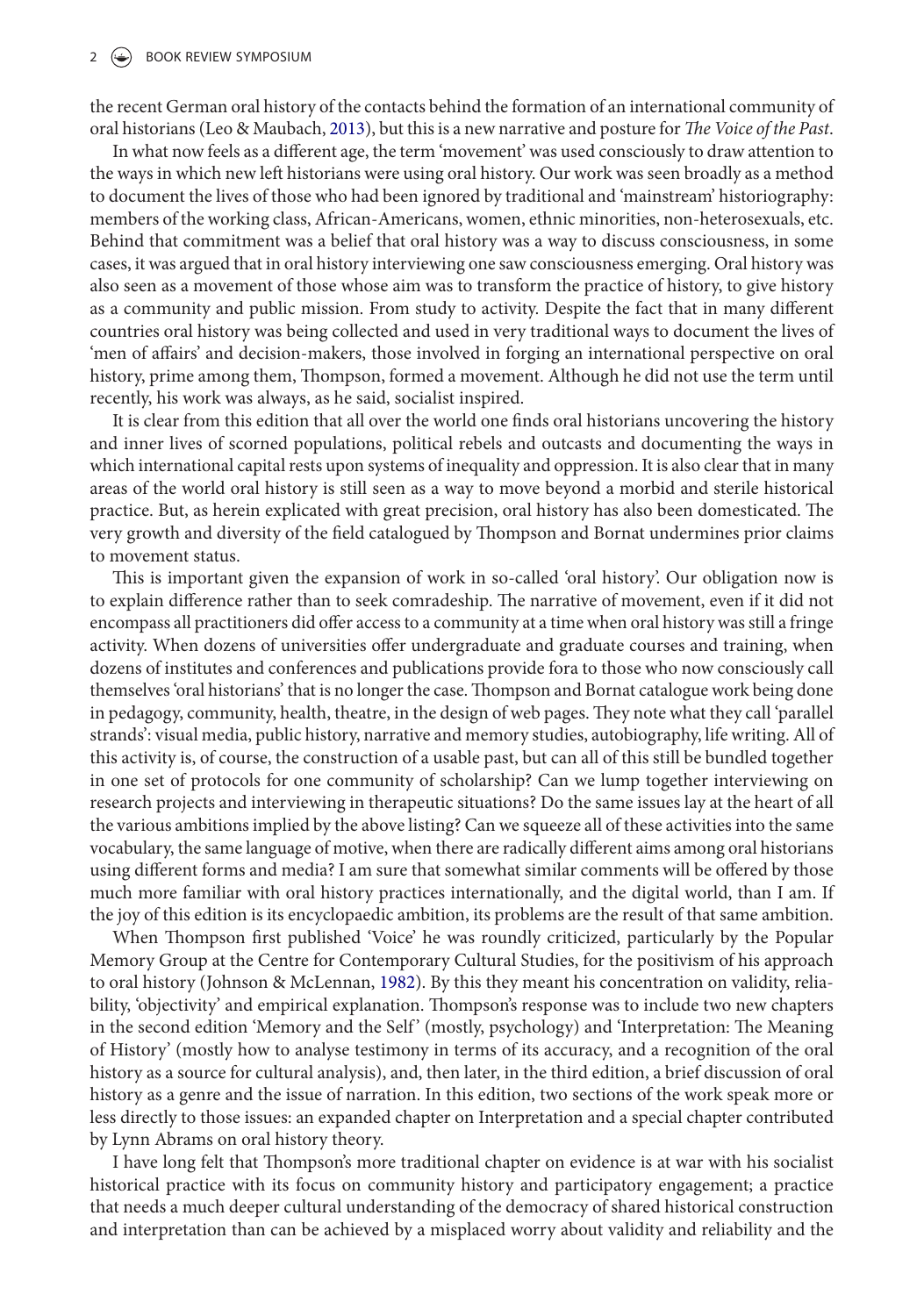the recent German oral history of the contacts behind the formation of an international community of oral historians (Leo & Maubach, 2013), but this is a new narrative and posture for *The Voice of the Past*.

In what now feels as a different age, the term 'movement' was used consciously to draw attention to the ways in which new left historians were using oral history. Our work was seen broadly as a method to document the lives of those who had been ignored by traditional and 'mainstream' historiography: members of the working class, African-Americans, women, ethnic minorities, non-heterosexuals, etc. Behind that commitment was a belief that oral history was a way to discuss consciousness, in some cases, it was argued that in oral history interviewing one saw consciousness emerging. Oral history was also seen as a movement of those whose aim was to transform the practice of history, to give history as a community and public mission. From study to activity. Despite the fact that in many different countries oral history was being collected and used in very traditional ways to document the lives of 'men of affairs' and decision-makers, those involved in forging an international perspective on oral history, prime among them, Thompson, formed a movement. Although he did not use the term until recently, his work was always, as he said, socialist inspired.

It is clear from this edition that all over the world one finds oral historians uncovering the history and inner lives of scorned populations, political rebels and outcasts and documenting the ways in which international capital rests upon systems of inequality and oppression. It is also clear that in many areas of the world oral history is still seen as a way to move beyond a morbid and sterile historical practice. But, as herein explicated with great precision, oral history has also been domesticated. The very growth and diversity of the field catalogued by Thompson and Bornat undermines prior claims to movement status.

This is important given the expansion of work in so-called 'oral history'. Our obligation now is to explain difference rather than to seek comradeship. The narrative of movement, even if it did not encompass all practitioners did offer access to a community at a time when oral history was still a fringe activity. When dozens of universities offer undergraduate and graduate courses and training, when dozens of institutes and conferences and publications provide fora to those who now consciously call themselves 'oral historians' that is no longer the case. Thompson and Bornat catalogue work being done in pedagogy, community, health, theatre, in the design of web pages. They note what they call 'parallel strands': visual media, public history, narrative and memory studies, autobiography, life writing. All of this activity is, of course, the construction of a usable past, but can all of this still be bundled together in one set of protocols for one community of scholarship? Can we lump together interviewing on research projects and interviewing in therapeutic situations? Do the same issues lay at the heart of all the various ambitions implied by the above listing? Can we squeeze all of these activities into the same vocabulary, the same language of motive, when there are radically different aims among oral historians using different forms and media? I am sure that somewhat similar comments will be offered by those much more familiar with oral history practices internationally, and the digital world, than I am. If the joy of this edition is its encyclopaedic ambition, its problems are the result of that same ambition.

When Thompson first published 'Voice' he was roundly criticized, particularly by the Popular Memory Group at the Centre for Contemporary Cultural Studies, for the positivism of his approach to oral history (Johnson & McLennan, 1982). By this they meant his concentration on validity, reliability, 'objectivity' and empirical explanation. Thompson's response was to include two new chapters in the second edition 'Memory and the Self' (mostly, psychology) and 'Interpretation: The Meaning of History' (mostly how to analyse testimony in terms of its accuracy, and a recognition of the oral history as a source for cultural analysis), and, then later, in the third edition, a brief discussion of oral history as a genre and the issue of narration. In this edition, two sections of the work speak more or less directly to those issues: an expanded chapter on Interpretation and a special chapter contributed by Lynn Abrams on oral history theory.

I have long felt that Thompson's more traditional chapter on evidence is at war with his socialist historical practice with its focus on community history and participatory engagement; a practice that needs a much deeper cultural understanding of the democracy of shared historical construction and interpretation than can be achieved by a misplaced worry about validity and reliability and the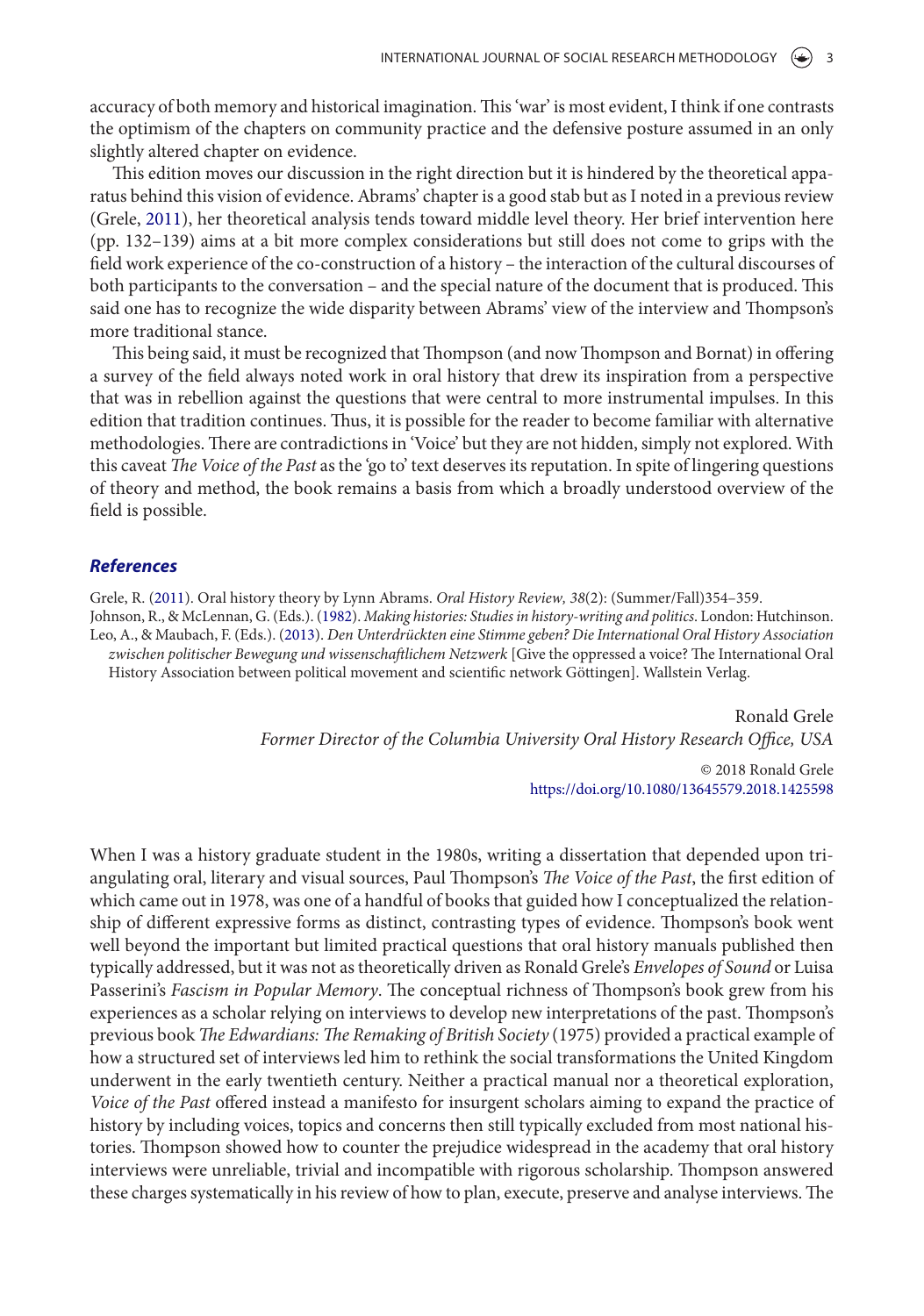accuracy of both memory and historical imagination. This 'war' is most evident, I think if one contrasts the optimism of the chapters on community practice and the defensive posture assumed in an only slightly altered chapter on evidence.

This edition moves our discussion in the right direction but it is hindered by the theoretical apparatus behind this vision of evidence. Abrams' chapter is a good stab but as I noted in a previous review (Grele, 2011), her theoretical analysis tends toward middle level theory. Her brief intervention here (pp. 132–139) aims at a bit more complex considerations but still does not come to grips with the field work experience of the co-construction of a history – the interaction of the cultural discourses of both participants to the conversation – and the special nature of the document that is produced. This said one has to recognize the wide disparity between Abrams' view of the interview and Thompson's more traditional stance.

This being said, it must be recognized that Thompson (and now Thompson and Bornat) in offering a survey of the field always noted work in oral history that drew its inspiration from a perspective that was in rebellion against the questions that were central to more instrumental impulses. In this edition that tradition continues. Thus, it is possible for the reader to become familiar with alternative methodologies. There are contradictions in 'Voice' but they are not hidden, simply not explored. With this caveat *The Voice of the Past* as the 'go to' text deserves its reputation. In spite of lingering questions of theory and method, the book remains a basis from which a broadly understood overview of the field is possible.

## References

Grele, R. (2011). Oral history theory by Lynn Abrams. *Oral History Review, 38*(2): (Summer/Fall)354–359.

Johnson, R., & McLennan, G. (Eds.). (1982). *Making histories: Studies in history-writing and politics*. London: Hutchinson.

Leo, A., & Maubach, F. (Eds.). (2013). *Den Unterdrückten eine Stimme geben? Die International Oral History Association zwischen politischer Bewegung und wissenschaftlichem Netzwerk* [Give the oppressed a voice? The International Oral History Association between political movement and scientific network Göttingen]. Wallstein Verlag.

Ronald Grele
*Former Director of the Columbia University Oral History Research Office, USA*

© 2018 Ronald Grele
https://doi.org/10.1080/13645579.2018.1425598

When I was a history graduate student in the 1980s, writing a dissertation that depended upon triangulating oral, literary and visual sources, Paul Thompson's *The Voice of the Past*, the first edition of which came out in 1978, was one of a handful of books that guided how I conceptualized the relationship of different expressive forms as distinct, contrasting types of evidence. Thompson's book went well beyond the important but limited practical questions that oral history manuals published then typically addressed, but it was not as theoretically driven as Ronald Grele's *Envelopes of Sound* or Luisa Passerini's *Fascism in Popular Memory*. The conceptual richness of Thompson's book grew from his experiences as a scholar relying on interviews to develop new interpretations of the past. Thompson's previous book *The Edwardians: The Remaking of British Society* (1975) provided a practical example of how a structured set of interviews led him to rethink the social transformations the United Kingdom underwent in the early twentieth century. Neither a practical manual nor a theoretical exploration, *Voice of the Past* offered instead a manifesto for insurgent scholars aiming to expand the practice of history by including voices, topics and concerns then still typically excluded from most national histories. Thompson showed how to counter the prejudice widespread in the academy that oral history interviews were unreliable, trivial and incompatible with rigorous scholarship. Thompson answered these charges systematically in his review of how to plan, execute, preserve and analyse interviews. The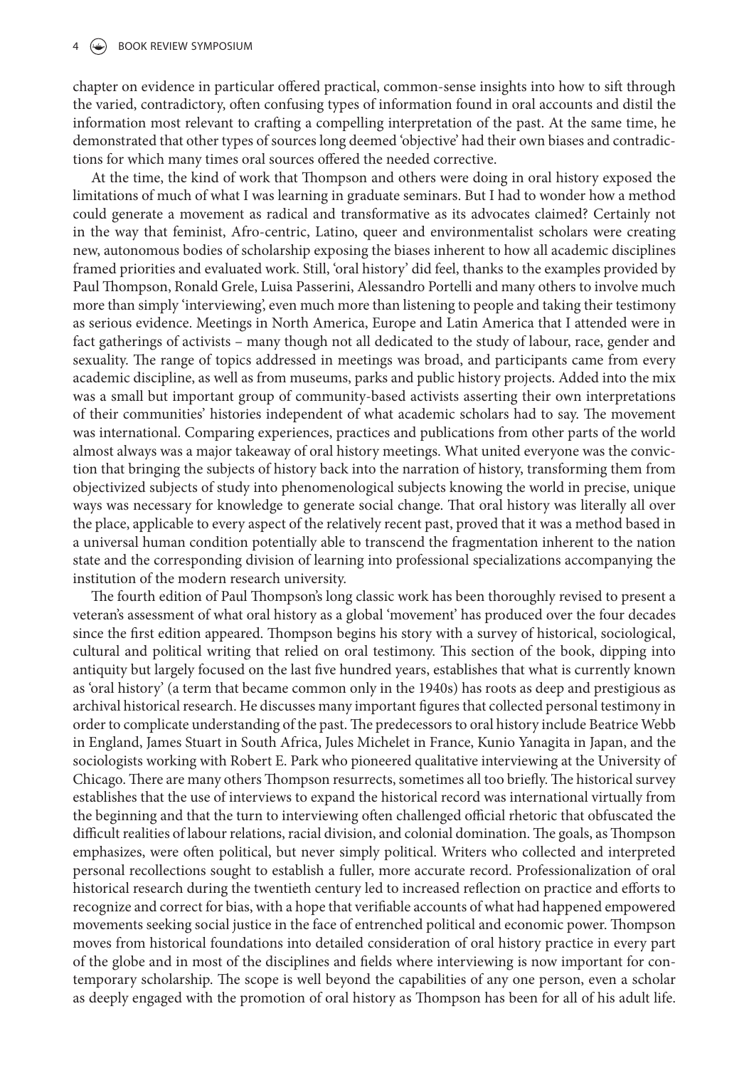chapter on evidence in particular offered practical, common-sense insights into how to sift through the varied, contradictory, often confusing types of information found in oral accounts and distil the information most relevant to crafting a compelling interpretation of the past. At the same time, he demonstrated that other types of sources long deemed 'objective' had their own biases and contradictions for which many times oral sources offered the needed corrective.

At the time, the kind of work that Thompson and others were doing in oral history exposed the limitations of much of what I was learning in graduate seminars. But I had to wonder how a method could generate a movement as radical and transformative as its advocates claimed? Certainly not in the way that feminist, Afro-centric, Latino, queer and environmentalist scholars were creating new, autonomous bodies of scholarship exposing the biases inherent to how all academic disciplines framed priorities and evaluated work. Still, 'oral history' did feel, thanks to the examples provided by Paul Thompson, Ronald Grele, Luisa Passerini, Alessandro Portelli and many others to involve much more than simply 'interviewing', even much more than listening to people and taking their testimony as serious evidence. Meetings in North America, Europe and Latin America that I attended were in fact gatherings of activists – many though not all dedicated to the study of labour, race, gender and sexuality. The range of topics addressed in meetings was broad, and participants came from every academic discipline, as well as from museums, parks and public history projects. Added into the mix was a small but important group of community-based activists asserting their own interpretations of their communities' histories independent of what academic scholars had to say. The movement was international. Comparing experiences, practices and publications from other parts of the world almost always was a major takeaway of oral history meetings. What united everyone was the conviction that bringing the subjects of history back into the narration of history, transforming them from objectivized subjects of study into phenomenological subjects knowing the world in precise, unique ways was necessary for knowledge to generate social change. That oral history was literally all over the place, applicable to every aspect of the relatively recent past, proved that it was a method based in a universal human condition potentially able to transcend the fragmentation inherent to the nation state and the corresponding division of learning into professional specializations accompanying the institution of the modern research university.

The fourth edition of Paul Thompson's long classic work has been thoroughly revised to present a veteran's assessment of what oral history as a global 'movement' has produced over the four decades since the first edition appeared. Thompson begins his story with a survey of historical, sociological, cultural and political writing that relied on oral testimony. This section of the book, dipping into antiquity but largely focused on the last five hundred years, establishes that what is currently known as 'oral history' (a term that became common only in the 1940s) has roots as deep and prestigious as archival historical research. He discusses many important figures that collected personal testimony in order to complicate understanding of the past. The predecessors to oral history include Beatrice Webb in England, James Stuart in South Africa, Jules Michelet in France, Kunio Yanagita in Japan, and the sociologists working with Robert E. Park who pioneered qualitative interviewing at the University of Chicago. There are many others Thompson resurrects, sometimes all too briefly. The historical survey establishes that the use of interviews to expand the historical record was international virtually from the beginning and that the turn to interviewing often challenged official rhetoric that obfuscated the difficult realities of labour relations, racial division, and colonial domination. The goals, as Thompson emphasizes, were often political, but never simply political. Writers who collected and interpreted personal recollections sought to establish a fuller, more accurate record. Professionalization of oral historical research during the twentieth century led to increased reflection on practice and efforts to recognize and correct for bias, with a hope that verifiable accounts of what had happened empowered movements seeking social justice in the face of entrenched political and economic power. Thompson moves from historical foundations into detailed consideration of oral history practice in every part of the globe and in most of the disciplines and fields where interviewing is now important for contemporary scholarship. The scope is well beyond the capabilities of any one person, even a scholar as deeply engaged with the promotion of oral history as Thompson has been for all of his adult life.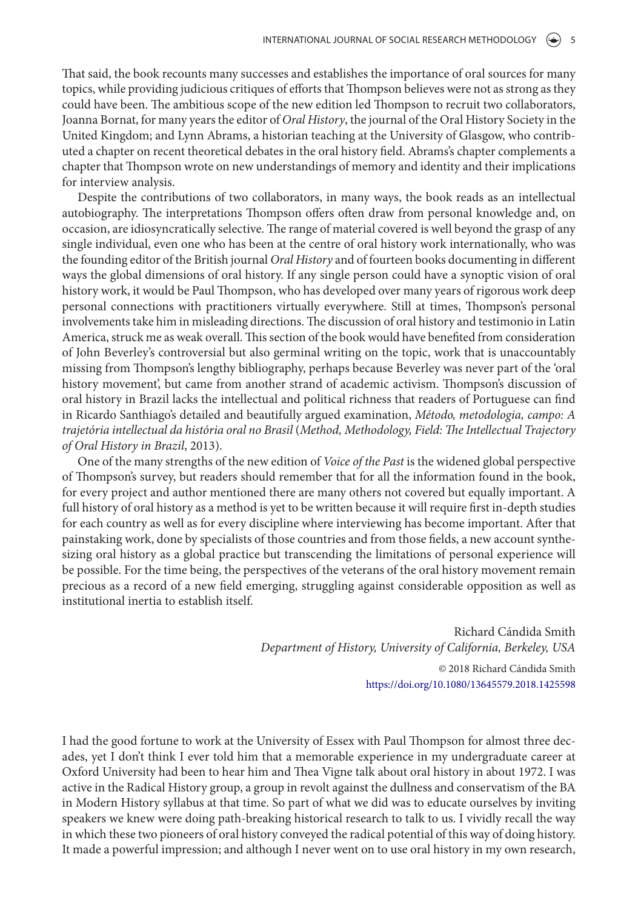That said, the book recounts many successes and establishes the importance of oral sources for many topics, while providing judicious critiques of efforts that Thompson believes were not as strong as they could have been. The ambitious scope of the new edition led Thompson to recruit two collaborators, Joanna Bornat, for many years the editor of *Oral History*, the journal of the Oral History Society in the United Kingdom; and Lynn Abrams, a historian teaching at the University of Glasgow, who contributed a chapter on recent theoretical debates in the oral history field. Abrams's chapter complements a chapter that Thompson wrote on new understandings of memory and identity and their implications for interview analysis.

Despite the contributions of two collaborators, in many ways, the book reads as an intellectual autobiography. The interpretations Thompson offers often draw from personal knowledge and, on occasion, are idiosyncratically selective. The range of material covered is well beyond the grasp of any single individual, even one who has been at the centre of oral history work internationally, who was the founding editor of the British journal *Oral History* and of fourteen books documenting in different ways the global dimensions of oral history. If any single person could have a synoptic vision of oral history work, it would be Paul Thompson, who has developed over many years of rigorous work deep personal connections with practitioners virtually everywhere. Still at times, Thompson's personal involvements take him in misleading directions. The discussion of oral history and testimonio in Latin America, struck me as weak overall. This section of the book would have benefited from consideration of John Beverley's controversial but also germinal writing on the topic, work that is unaccountably missing from Thompson's lengthy bibliography, perhaps because Beverley was never part of the 'oral history movement', but came from another strand of academic activism. Thompson's discussion of oral history in Brazil lacks the intellectual and political richness that readers of Portuguese can find in Ricardo Santhiago's detailed and beautifully argued examination, *Método, metodologia, campo: A trajetória intellectual da história oral no Brasil* (*Method, Methodology, Field: The Intellectual Trajectory of Oral History in Brazil*, 2013).

One of the many strengths of the new edition of *Voice of the Past* is the widened global perspective of Thompson's survey, but readers should remember that for all the information found in the book, for every project and author mentioned there are many others not covered but equally important. A full history of oral history as a method is yet to be written because it will require first in-depth studies for each country as well as for every discipline where interviewing has become important. After that painstaking work, done by specialists of those countries and from those fields, a new account synthesizing oral history as a global practice but transcending the limitations of personal experience will be possible. For the time being, the perspectives of the veterans of the oral history movement remain precious as a record of a new field emerging, struggling against considerable opposition as well as institutional inertia to establish itself.

Richard Cándida Smith
*Department of History, University of California, Berkeley, USA*

© 2018 Richard Cándida Smith
https://doi.org/10.1080/13645579.2018.1425598

I had the good fortune to work at the University of Essex with Paul Thompson for almost three decades, yet I don't think I ever told him that a memorable experience in my undergraduate career at Oxford University had been to hear him and Thea Vigne talk about oral history in about 1972. I was active in the Radical History group, a group in revolt against the dullness and conservatism of the BA in Modern History syllabus at that time. So part of what we did was to educate ourselves by inviting speakers we knew were doing path-breaking historical research to talk to us. I vividly recall the way in which these two pioneers of oral history conveyed the radical potential of this way of doing history. It made a powerful impression; and although I never went on to use oral history in my own research,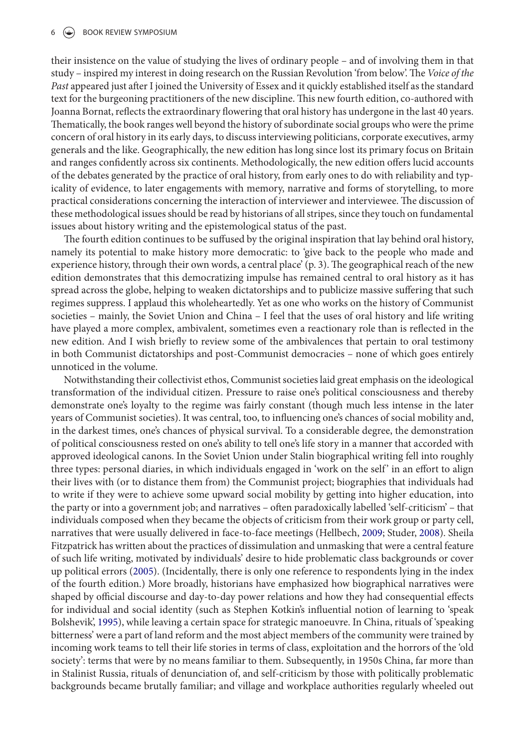their insistence on the value of studying the lives of ordinary people – and of involving them in that study – inspired my interest in doing research on the Russian Revolution 'from below'. The *Voice of the Past* appeared just after I joined the University of Essex and it quickly established itself as the standard text for the burgeoning practitioners of the new discipline. This new fourth edition, co-authored with Joanna Bornat, reflects the extraordinary flowering that oral history has undergone in the last 40 years. Thematically, the book ranges well beyond the history of subordinate social groups who were the prime concern of oral history in its early days, to discuss interviewing politicians, corporate executives, army generals and the like. Geographically, the new edition has long since lost its primary focus on Britain and ranges confidently across six continents. Methodologically, the new edition offers lucid accounts of the debates generated by the practice of oral history, from early ones to do with reliability and typicality of evidence, to later engagements with memory, narrative and forms of storytelling, to more practical considerations concerning the interaction of interviewer and interviewee. The discussion of these methodological issues should be read by historians of all stripes, since they touch on fundamental issues about history writing and the epistemological status of the past.

The fourth edition continues to be suffused by the original inspiration that lay behind oral history, namely its potential to make history more democratic: to 'give back to the people who made and experience history, through their own words, a central place' (p. 3). The geographical reach of the new edition demonstrates that this democratizing impulse has remained central to oral history as it has spread across the globe, helping to weaken dictatorships and to publicize massive suffering that such regimes suppress. I applaud this wholeheartedly. Yet as one who works on the history of Communist societies – mainly, the Soviet Union and China – I feel that the uses of oral history and life writing have played a more complex, ambivalent, sometimes even a reactionary role than is reflected in the new edition. And I wish briefly to review some of the ambivalences that pertain to oral testimony in both Communist dictatorships and post-Communist democracies – none of which goes entirely unnoticed in the volume.

Notwithstanding their collectivist ethos, Communist societies laid great emphasis on the ideological transformation of the individual citizen. Pressure to raise one's political consciousness and thereby demonstrate one's loyalty to the regime was fairly constant (though much less intense in the later years of Communist societies). It was central, too, to influencing one's chances of social mobility and, in the darkest times, one's chances of physical survival. To a considerable degree, the demonstration of political consciousness rested on one's ability to tell one's life story in a manner that accorded with approved ideological canons. In the Soviet Union under Stalin biographical writing fell into roughly three types: personal diaries, in which individuals engaged in 'work on the self' in an effort to align their lives with (or to distance them from) the Communist project; biographies that individuals had to write if they were to achieve some upward social mobility by getting into higher education, into the party or into a government job; and narratives – often paradoxically labelled 'self-criticism' – that individuals composed when they became the objects of criticism from their work group or party cell, narratives that were usually delivered in face-to-face meetings (Hellbech, 2009; Studer, 2008). Sheila Fitzpatrick has written about the practices of dissimulation and unmasking that were a central feature of such life writing, motivated by individuals' desire to hide problematic class backgrounds or cover up political errors (2005). (Incidentally, there is only one reference to respondents lying in the index of the fourth edition.) More broadly, historians have emphasized how biographical narratives were shaped by official discourse and day-to-day power relations and how they had consequential effects for individual and social identity (such as Stephen Kotkin's influential notion of learning to 'speak Bolshevik', 1995), while leaving a certain space for strategic manoeuvre. In China, rituals of 'speaking bitterness' were a part of land reform and the most abject members of the community were trained by incoming work teams to tell their life stories in terms of class, exploitation and the horrors of the 'old society': terms that were by no means familiar to them. Subsequently, in 1950s China, far more than in Stalinist Russia, rituals of denunciation of, and self-criticism by those with politically problematic backgrounds became brutally familiar; and village and workplace authorities regularly wheeled out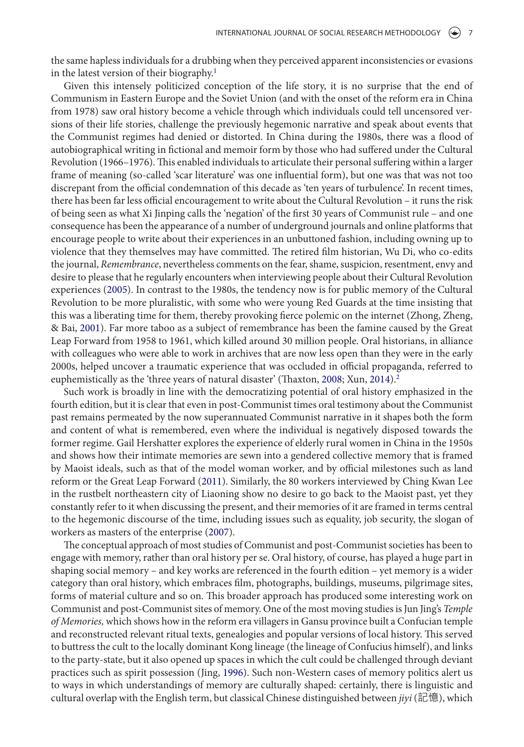the same hapless individuals for a drubbing when they perceived apparent inconsistencies or evasions in the latest version of their biography.[1]

Given this intensely politicized conception of the life story, it is no surprise that the end of Communism in Eastern Europe and the Soviet Union (and with the onset of the reform era in China from 1978) saw oral history become a vehicle through which individuals could tell uncensored versions of their life stories, challenge the previously hegemonic narrative and speak about events that the Communist regimes had denied or distorted. In China during the 1980s, there was a flood of autobiographical writing in fictional and memoir form by those who had suffered under the Cultural Revolution (1966–1976). This enabled individuals to articulate their personal suffering within a larger frame of meaning (so-called 'scar literature' was one influential form), but one was that was not too discrepant from the official condemnation of this decade as 'ten years of turbulence'. In recent times, there has been far less official encouragement to write about the Cultural Revolution – it runs the risk of being seen as what Xi Jinping calls the 'negation' of the first 30 years of Communist rule – and one consequence has been the appearance of a number of underground journals and online platforms that encourage people to write about their experiences in an unbuttoned fashion, including owning up to violence that they themselves may have committed. The retired film historian, Wu Di, who co-edits the journal, *Remembrance*, nevertheless comments on the fear, shame, suspicion, resentment, envy and desire to please that he regularly encounters when interviewing people about their Cultural Revolution experiences (2005). In contrast to the 1980s, the tendency now is for public memory of the Cultural Revolution to be more pluralistic, with some who were young Red Guards at the time insisting that this was a liberating time for them, thereby provoking fierce polemic on the internet (Zhong, Zheng, & Bai, 2001). Far more taboo as a subject of remembrance has been the famine caused by the Great Leap Forward from 1958 to 1961, which killed around 30 million people. Oral historians, in alliance with colleagues who were able to work in archives that are now less open than they were in the early 2000s, helped uncover a traumatic experience that was occluded in official propaganda, referred to euphemistically as the 'three years of natural disaster' (Thaxton, 2008; Xun, 2014).[2]

Such work is broadly in line with the democratizing potential of oral history emphasized in the fourth edition, but it is clear that even in post-Communist times oral testimony about the Communist past remains permeated by the now superannuated Communist narrative in it shapes both the form and content of what is remembered, even where the individual is negatively disposed towards the former regime. Gail Hershatter explores the experience of elderly rural women in China in the 1950s and shows how their intimate memories are sewn into a gendered collective memory that is framed by Maoist ideals, such as that of the model woman worker, and by official milestones such as land reform or the Great Leap Forward (2011). Similarly, the 80 workers interviewed by Ching Kwan Lee in the rustbelt northeastern city of Liaoning show no desire to go back to the Maoist past, yet they constantly refer to it when discussing the present, and their memories of it are framed in terms central to the hegemonic discourse of the time, including issues such as equality, job security, the slogan of workers as masters of the enterprise (2007).

The conceptual approach of most studies of Communist and post-Communist societies has been to engage with memory, rather than oral history per se. Oral history, of course, has played a huge part in shaping social memory – and key works are referenced in the fourth edition – yet memory is a wider category than oral history, which embraces film, photographs, buildings, museums, pilgrimage sites, forms of material culture and so on. This broader approach has produced some interesting work on Communist and post-Communist sites of memory. One of the most moving studies is Jun Jing's *Temple of Memories,* which shows how in the reform era villagers in Gansu province built a Confucian temple and reconstructed relevant ritual texts, genealogies and popular versions of local history. This served to buttress the cult to the locally dominant Kong lineage (the lineage of Confucius himself), and links to the party-state, but it also opened up spaces in which the cult could be challenged through deviant practices such as spirit possession (Jing, 1996). Such non-Western cases of memory politics alert us to ways in which understandings of memory are culturally shaped: certainly, there is linguistic and cultural overlap with the English term, but classical Chinese distinguished between *jiyi* (記憶), which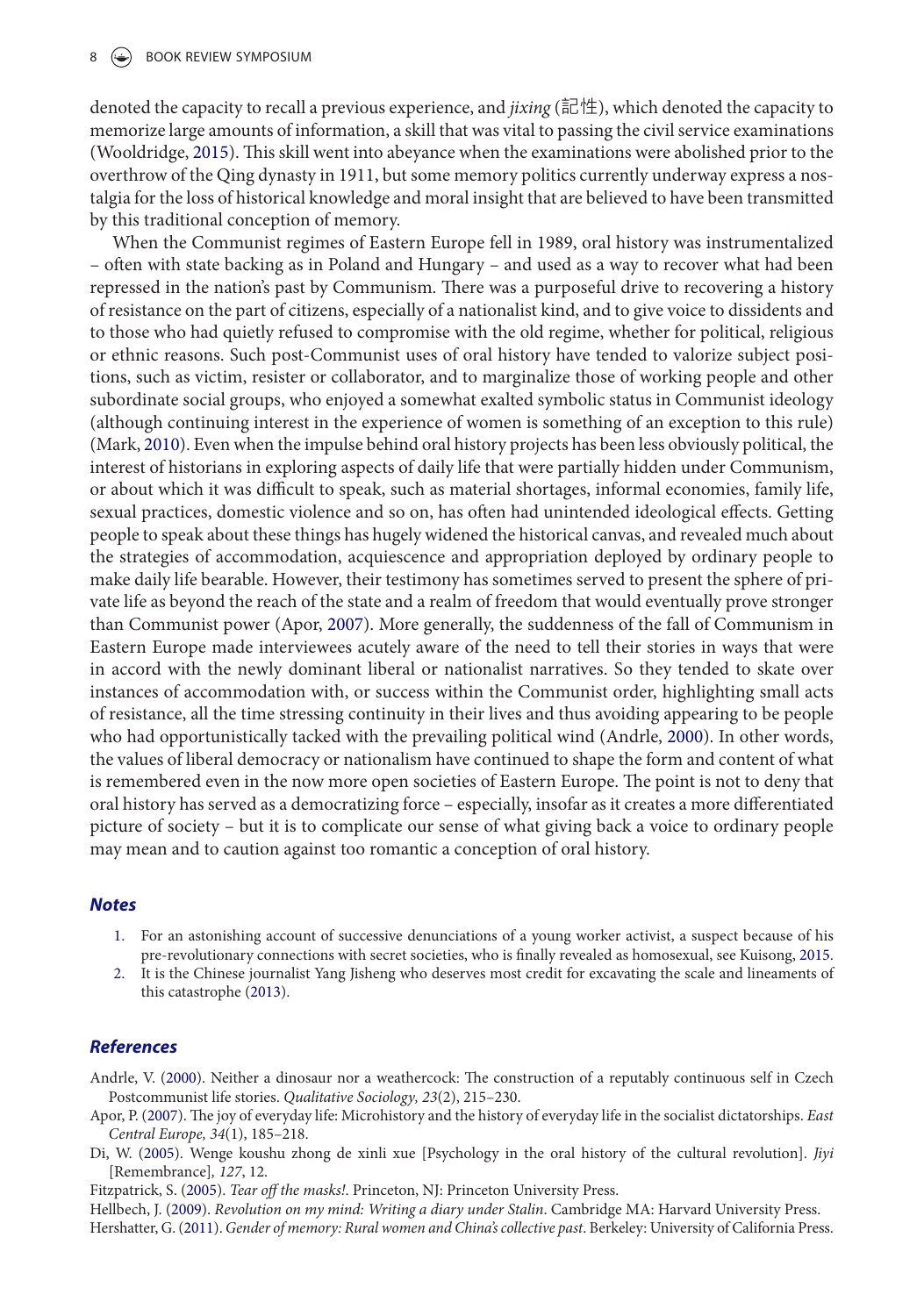denoted the capacity to recall a previous experience, and *jixing* (記性), which denoted the capacity to memorize large amounts of information, a skill that was vital to passing the civil service examinations (Wooldridge, 2015). This skill went into abeyance when the examinations were abolished prior to the overthrow of the Qing dynasty in 1911, but some memory politics currently underway express a nostalgia for the loss of historical knowledge and moral insight that are believed to have been transmitted by this traditional conception of memory.

When the Communist regimes of Eastern Europe fell in 1989, oral history was instrumentalized – often with state backing as in Poland and Hungary – and used as a way to recover what had been repressed in the nation's past by Communism. There was a purposeful drive to recovering a history of resistance on the part of citizens, especially of a nationalist kind, and to give voice to dissidents and to those who had quietly refused to compromise with the old regime, whether for political, religious or ethnic reasons. Such post-Communist uses of oral history have tended to valorize subject positions, such as victim, resister or collaborator, and to marginalize those of working people and other subordinate social groups, who enjoyed a somewhat exalted symbolic status in Communist ideology (although continuing interest in the experience of women is something of an exception to this rule) (Mark, 2010). Even when the impulse behind oral history projects has been less obviously political, the interest of historians in exploring aspects of daily life that were partially hidden under Communism, or about which it was difficult to speak, such as material shortages, informal economies, family life, sexual practices, domestic violence and so on, has often had unintended ideological effects. Getting people to speak about these things has hugely widened the historical canvas, and revealed much about the strategies of accommodation, acquiescence and appropriation deployed by ordinary people to make daily life bearable. However, their testimony has sometimes served to present the sphere of private life as beyond the reach of the state and a realm of freedom that would eventually prove stronger than Communist power (Apor, 2007). More generally, the suddenness of the fall of Communism in Eastern Europe made interviewees acutely aware of the need to tell their stories in ways that were in accord with the newly dominant liberal or nationalist narratives. So they tended to skate over instances of accommodation with, or success within the Communist order, highlighting small acts of resistance, all the time stressing continuity in their lives and thus avoiding appearing to be people who had opportunistically tacked with the prevailing political wind (Andrle, 2000). In other words, the values of liberal democracy or nationalism have continued to shape the form and content of what is remembered even in the now more open societies of Eastern Europe. The point is not to deny that oral history has served as a democratizing force – especially, insofar as it creates a more differentiated picture of society – but it is to complicate our sense of what giving back a voice to ordinary people may mean and to caution against too romantic a conception of oral history.

## Notes

1. For an astonishing account of successive denunciations of a young worker activist, a suspect because of his pre-revolutionary connections with secret societies, who is finally revealed as homosexual, see Kuisong, 2015.
2. It is the Chinese journalist Yang Jisheng who deserves most credit for excavating the scale and lineaments of this catastrophe (2013).

## References

Andrle, V. (2000). Neither a dinosaur nor a weathercock: The construction of a reputably continuous self in Czech Postcommunist life stories. *Qualitative Sociology, 23*(2), 215–230.

Apor, P. (2007). The joy of everyday life: Microhistory and the history of everyday life in the socialist dictatorships. *East Central Europe, 34*(1), 185–218.

Di, W. (2005). Wenge koushu zhong de xinli xue [Psychology in the oral history of the cultural revolution]. *Jiyi* [Remembrance]*, 127*, 12.

Fitzpatrick, S. (2005). *Tear off the masks!*. Princeton, NJ: Princeton University Press.

Hellbech, J. (2009). *Revolution on my mind: Writing a diary under Stalin*. Cambridge MA: Harvard University Press.

Hershatter, G. (2011). *Gender of memory: Rural women and China's collective past*. Berkeley: University of California Press.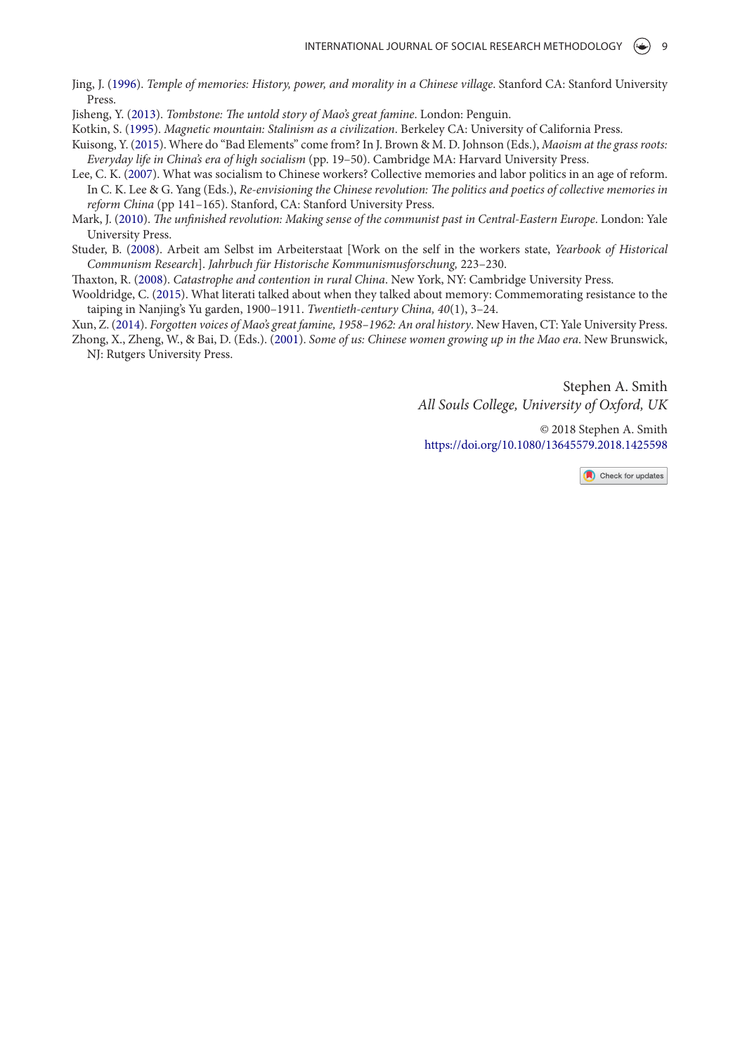Jing, J. (1996). *Temple of memories: History, power, and morality in a Chinese village*. Stanford CA: Stanford University Press.

Jisheng, Y. (2013). *Tombstone: The untold story of Mao's great famine*. London: Penguin.

Kotkin, S. (1995). *Magnetic mountain: Stalinism as a civilization*. Berkeley CA: University of California Press.

Kuisong, Y. (2015). Where do "Bad Elements" come from? In J. Brown & M. D. Johnson (Eds.), *Maoism at the grass roots: Everyday life in China's era of high socialism* (pp. 19–50). Cambridge MA: Harvard University Press.

Lee, C. K. (2007). What was socialism to Chinese workers? Collective memories and labor politics in an age of reform. In C. K. Lee & G. Yang (Eds.), *Re-envisioning the Chinese revolution: The politics and poetics of collective memories in reform China* (pp 141–165). Stanford, CA: Stanford University Press.

Mark, J. (2010). *The unfinished revolution: Making sense of the communist past in Central-Eastern Europe*. London: Yale University Press.

Studer, B. (2008). Arbeit am Selbst im Arbeiterstaat [Work on the self in the workers state, *Yearbook of Historical Communism Research*]. *Jahrbuch für Historische Kommunismusforschung*, 223–230.

Thaxton, R. (2008). *Catastrophe and contention in rural China*. New York, NY: Cambridge University Press.

Wooldridge, C. (2015). What literati talked about when they talked about memory: Commemorating resistance to the taiping in Nanjing's Yu garden, 1900–1911. *Twentieth-century China, 40*(1), 3–24.

Xun, Z. (2014). *Forgotten voices of Mao's great famine, 1958–1962: An oral history*. New Haven, CT: Yale University Press.

Zhong, X., Zheng, W., & Bai, D. (Eds.). (2001). *Some of us: Chinese women growing up in the Mao era*. New Brunswick, NJ: Rutgers University Press.

Stephen A. Smith
*All Souls College, University of Oxford, UK*

© 2018 Stephen A. Smith
https://doi.org/10.1080/13645579.2018.1425598